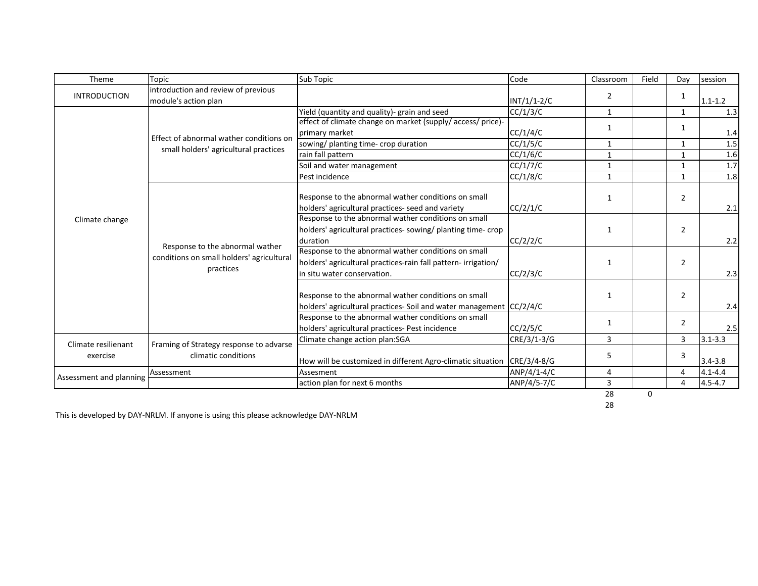| Theme | Topic | Sub Topic | Code | Classroom | Field | Day | session |
|---|---|---|---|---|---|---|---|
| INTRODUCTION | introduction and review of previous module's action plan | | INT/1/1-2/C | 2 | | 1 | 1.1-1.2 |
| Climate change | Effect of abnormal wather conditions on small holders' agricultural practices | Yield (quantity and quality)- grain and seed | CC/1/3/C | 1 | | 1 | 1.3 |
| | | effect of climate change on market (supply/ access/ price)- primary market | CC/1/4/C | 1 | | 1 | 1.4 |
| | | sowing/ planting time- crop duration | CC/1/5/C | 1 | | 1 | 1.5 |
| | | rain fall pattern | CC/1/6/C | 1 | | 1 | 1.6 |
| | | Soil and water management | CC/1/7/C | 1 | | 1 | 1.7 |
| | | Pest incidence | CC/1/8/C | 1 | | 1 | 1.8 |
| | Response to the abnormal wather conditions on small holders' agricultural practices | Response to the abnormal wather conditions on small holders' agricultural practices- seed and variety | CC/2/1/C | 1 | | 2 | 2.1 |
| | | Response to the abnormal wather conditions on small holders' agricultural practices- sowing/ planting time- crop duration | CC/2/2/C | 1 | | 2 | 2.2 |
| | | Response to the abnormal wather conditions on small holders' agricultural practices-rain fall pattern- irrigation/ in situ water conservation. | CC/2/3/C | 1 | | 2 | 2.3 |
| | | Response to the abnormal wather conditions on small holders' agricultural practices- Soil and water management | CC/2/4/C | 1 | | 2 | 2.4 |
| | | Response to the abnormal wather conditions on small holders' agricultural practices- Pest incidence | CC/2/5/C | 1 | | 2 | 2.5 |
| Climate resilienant exercise | Framing of Strategy response to advarse climatic conditions | Climate change action plan:SGA | CRE/3/1-3/G | 3 | | 3 | 3.1-3.3 |
| | | How will be customized in different Agro-climatic situation | CRE/3/4-8/G | 5 | | 3 | 3.4-3.8 |
| Assessment and planning | Assessment | Assesment | ANP/4/1-4/C | 4 | | 4 | 4.1-4.4 |
| | | action plan for next 6 months | ANP/4/5-7/C | 3 | | 4 | 4.5-4.7 |
| | | | | 28 | 0 | | |
| | | | | 28 | | | |

This is developed by DAY-NRLM. If anyone is using this please acknowledge DAY-NRLM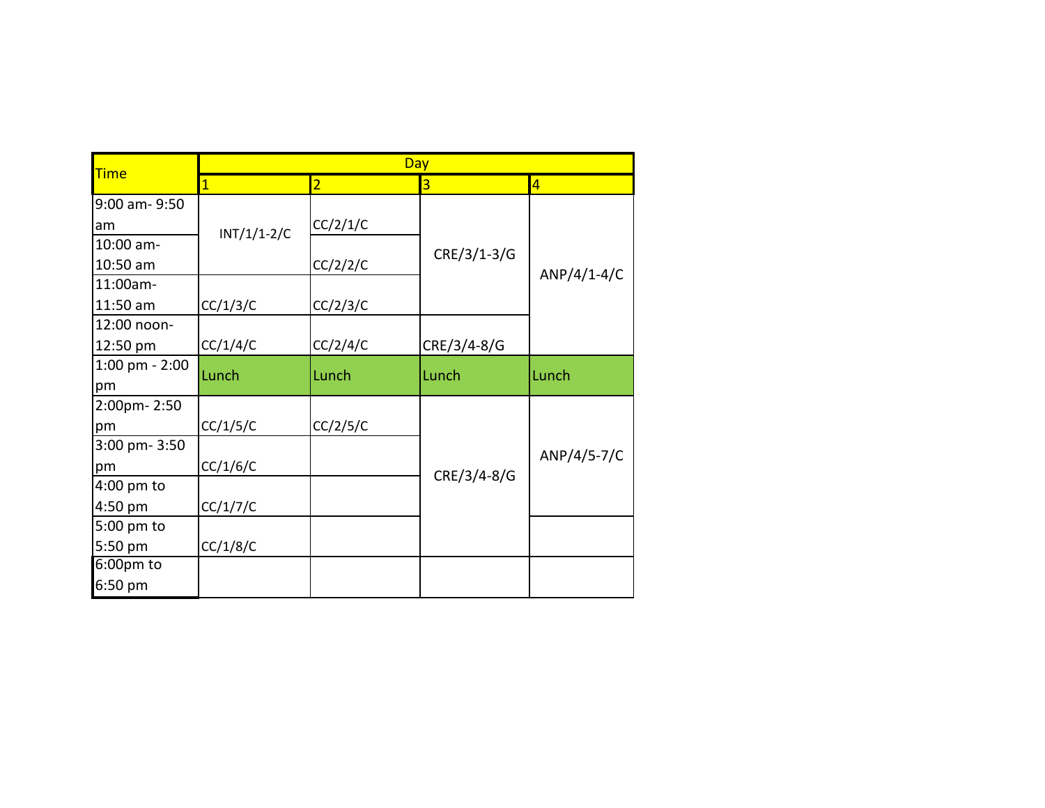| Time | Day | | | |
| --- | --- | --- | --- | --- |
| | 1 | 2 | 3 | 4 |
| 9:00 am- 9:50 am | INT/1/1-2/C | CC/2/1/C | CRE/3/1-3/G | ANP/4/1-4/C |
| 10:00 am- 10:50 am | | CC/2/2/C | | |
| 11:00am- 11:50 am | CC/1/3/C | CC/2/3/C | | |
| 12:00 noon- 12:50 pm | CC/1/4/C | CC/2/4/C | CRE/3/4-8/G | |
| 1:00 pm - 2:00 pm | Lunch | Lunch | Lunch | Lunch |
| 2:00pm- 2:50 pm | CC/1/5/C | CC/2/5/C | CRE/3/4-8/G | ANP/4/5-7/C |
| 3:00 pm- 3:50 pm | CC/1/6/C | | | |
| 4:00 pm to 4:50 pm | CC/1/7/C | | | |
| 5:00 pm to 5:50 pm | CC/1/8/C | | | |
| 6:00pm to 6:50 pm | | | | |